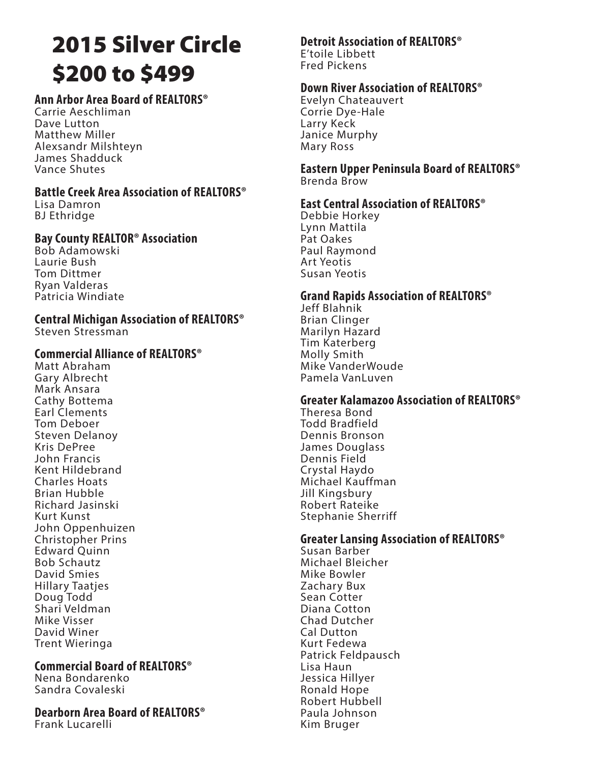# 2015 Silver Circle $200 to $499

### Ann Arbor Area Board of REALTORS®
Carrie Aeschliman
Dave Lutton
Matthew Miller
Alexsandr Milshteyn
James Shadduck
Vance Shutes

### Battle Creek Area Association of REALTORS®
Lisa Damron
BJ Ethridge

### Bay County REALTOR® Association
Bob Adamowski
Laurie Bush
Tom Dittmer
Ryan Valderas
Patricia Windiate

### Central Michigan Association of REALTORS®
Steven Stressman

### Commercial Alliance of REALTORS®
Matt Abraham
Gary Albrecht
Mark Ansara
Cathy Bottema
Earl Clements
Tom Deboer
Steven Delanoy
Kris DePree
John Francis
Kent Hildebrand
Charles Hoats
Brian Hubble
Richard Jasinski
Kurt Kunst
John Oppenhuizen
Christopher Prins
Edward Quinn
Bob Schautz
David Smies
Hillary Taatjes
Doug Todd
Shari Veldman
Mike Visser
David Winer
Trent Wieringa

### Commercial Board of REALTORS®
Nena Bondarenko
Sandra Covaleski

### Dearborn Area Board of REALTORS®
Frank Lucarelli

### Detroit Association of REALTORS®
E'toile Libbett
Fred Pickens

### Down River Association of REALTORS®
Evelyn Chateauvert
Corrie Dye-Hale
Larry Keck
Janice Murphy
Mary Ross

### Eastern Upper Peninsula Board of REALTORS®
Brenda Brow

### East Central Association of REALTORS®
Debbie Horkey
Lynn Mattila
Pat Oakes
Paul Raymond
Art Yeotis
Susan Yeotis

### Grand Rapids Association of REALTORS®
Jeff Blahnik
Brian Clinger
Marilyn Hazard
Tim Katerberg
Molly Smith
Mike VanderWoude
Pamela VanLuven

### Greater Kalamazoo Association of REALTORS®
Theresa Bond
Todd Bradfield
Dennis Bronson
James Douglass
Dennis Field
Crystal Haydo
Michael Kauffman
Jill Kingsbury
Robert Rateike
Stephanie Sherriff

### Greater Lansing Association of REALTORS®
Susan Barber
Michael Bleicher
Mike Bowler
Zachary Bux
Sean Cotter
Diana Cotton
Chad Dutcher
Cal Dutton
Kurt Fedewa
Patrick Feldpausch
Lisa Haun
Jessica Hillyer
Ronald Hope
Robert Hubbell
Paula Johnson
Kim Bruger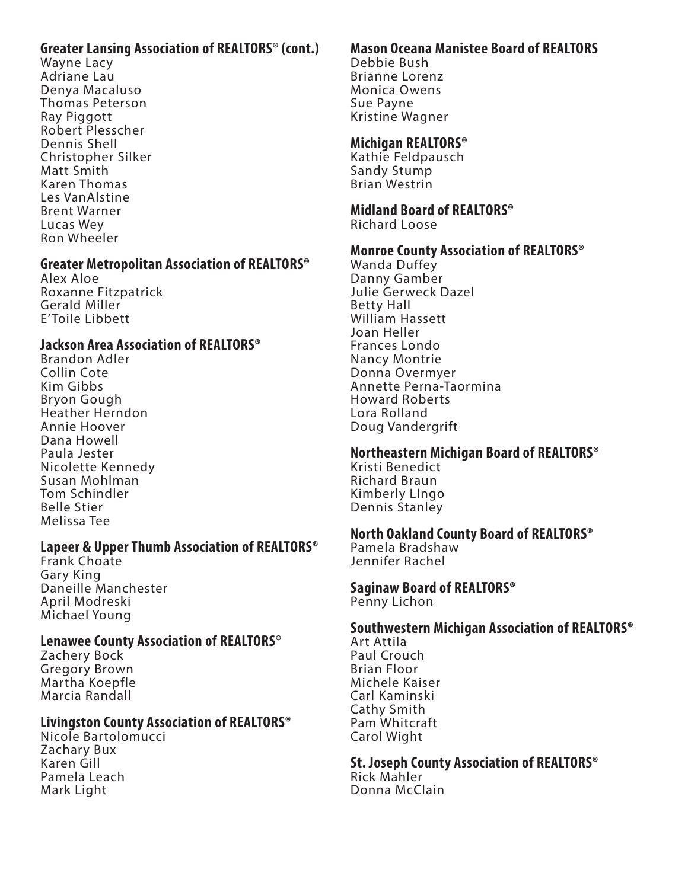### Greater Lansing Association of REALTORS® (cont.)

Wayne Lacy
Adriane Lau
Denya Macaluso
Thomas Peterson
Ray Piggott
Robert Plesscher
Dennis Shell
Christopher Silker
Matt Smith
Karen Thomas
Les VanAlstine
Brent Warner
Lucas Wey
Ron Wheeler

### Greater Metropolitan Association of REALTORS®

Alex Aloe
Roxanne Fitzpatrick
Gerald Miller
E'Toile Libbett

### Jackson Area Association of REALTORS®

Brandon Adler
Collin Cote
Kim Gibbs
Bryon Gough
Heather Herndon
Annie Hoover
Dana Howell
Paula Jester
Nicolette Kennedy
Susan Mohlman
Tom Schindler
Belle Stier
Melissa Tee

### Lapeer & Upper Thumb Association of REALTORS®

Frank Choate
Gary King
Daneille Manchester
April Modreski
Michael Young

### Lenawee County Association of REALTORS®

Zachery Bock
Gregory Brown
Martha Koepfle
Marcia Randall

### Livingston County Association of REALTORS®

Nicole Bartolomucci
Zachary Bux
Karen Gill
Pamela Leach
Mark Light

### Mason Oceana Manistee Board of REALTORS

Debbie Bush
Brianne Lorenz
Monica Owens
Sue Payne
Kristine Wagner

### Michigan REALTORS®

Kathie Feldpausch
Sandy Stump
Brian Westrin

### Midland Board of REALTORS®

Richard Loose

### Monroe County Association of REALTORS®

Wanda Duffey
Danny Gamber
Julie Gerweck Dazel
Betty Hall
William Hassett
Joan Heller
Frances Londo
Nancy Montrie
Donna Overmyer
Annette Perna-Taormina
Howard Roberts
Lora Rolland
Doug Vandergrift

### Northeastern Michigan Board of REALTORS®

Kristi Benedict
Richard Braun
Kimberly LIngo
Dennis Stanley

### North Oakland County Board of REALTORS®

Pamela Bradshaw
Jennifer Rachel

### Saginaw Board of REALTORS®

Penny Lichon

### Southwestern Michigan Association of REALTORS®

Art Attila
Paul Crouch
Brian Floor
Michele Kaiser
Carl Kaminski
Cathy Smith
Pam Whitcraft
Carol Wight

### St. Joseph County Association of REALTORS®

Rick Mahler
Donna McClain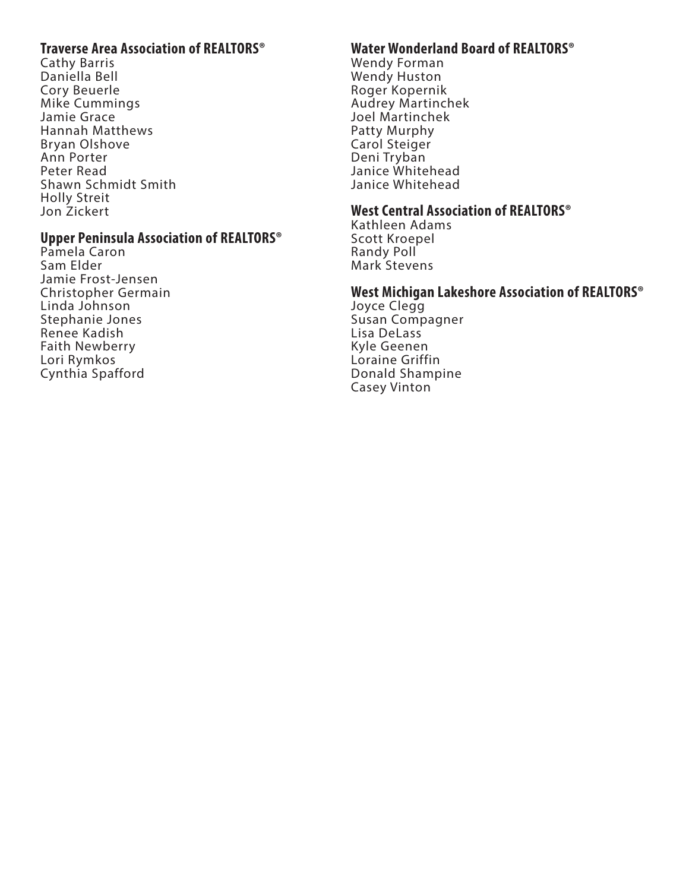**Traverse Area Association of REALTORS®**
Cathy Barris
Daniella Bell
Cory Beuerle
Mike Cummings
Jamie Grace
Hannah Matthews
Bryan Olshove
Ann Porter
Peter Read
Shawn Schmidt Smith
Holly Streit
Jon Zickert

**Upper Peninsula Association of REALTORS®**
Pamela Caron
Sam Elder
Jamie Frost-Jensen
Christopher Germain
Linda Johnson
Stephanie Jones
Renee Kadish
Faith Newberry
Lori Rymkos
Cynthia Spafford

**Water Wonderland Board of REALTORS®**
Wendy Forman
Wendy Huston
Roger Kopernik
Audrey Martinchek
Joel Martinchek
Patty Murphy
Carol Steiger
Deni Tryban
Janice Whitehead
Janice Whitehead

**West Central Association of REALTORS®**
Kathleen Adams
Scott Kroepel
Randy Poll
Mark Stevens

**West Michigan Lakeshore Association of REALTORS®**
Joyce Clegg
Susan Compagner
Lisa DeLass
Kyle Geenen
Loraine Griffin
Donald Shampine
Casey Vinton